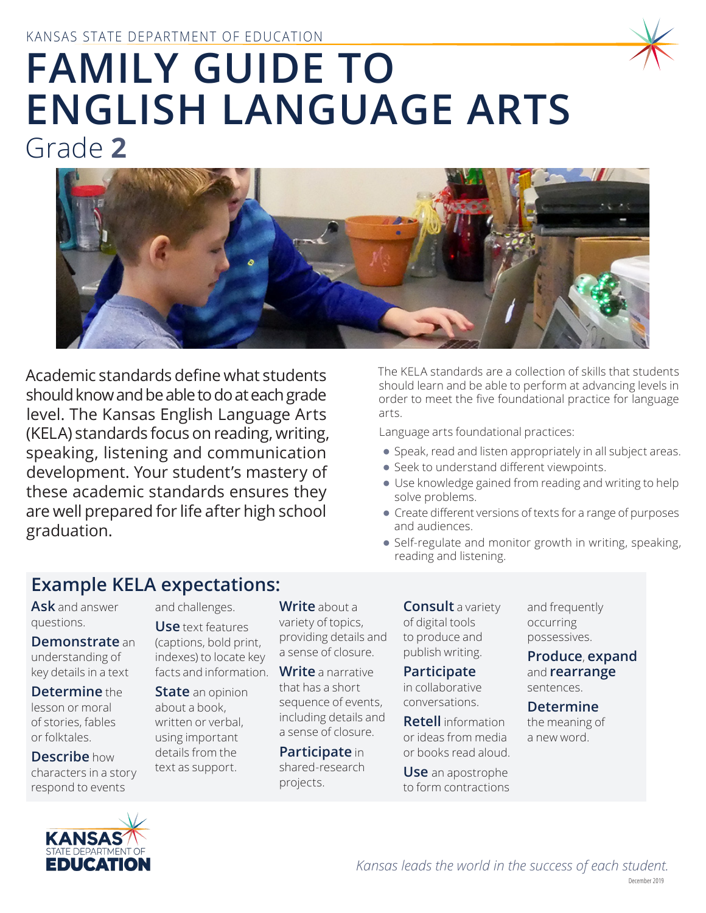KANSAS STATE DEPARTMENT OF EDUCATION

# FAMILY GUIDE TO ENGLISH LANGUAGE ARTS

## Grade **2**

Academic standards define what students should know and be able to do at each grade level. The Kansas English Language Arts (KELA) standards focus on reading, writing, speaking, listening and communication development. Your student's mastery of these academic standards ensures they are well prepared for life after high school graduation.

The KELA standards are a collection of skills that students should learn and be able to perform at advancing levels in order to meet the five foundational practice for language arts.

Language arts foundational practices:

- Speak, read and listen appropriately in all subject areas.
- Seek to understand different viewpoints.
- Use knowledge gained from reading and writing to help solve problems.
- Create different versions of texts for a range of purposes and audiences.
- Self-regulate and monitor growth in writing, speaking, reading and listening.

## Example KELA expectations:

**Ask** and answer questions.

**Demonstrate** an understanding of key details in a text

**Determine** the lesson or moral of stories, fables or folktales.

**Describe** how characters in a story respond to events and challenges.

**Use** text features (captions, bold print, indexes) to locate key facts and information.

**State** an opinion about a book, written or verbal, using important details from the text as support.

**Write** about a variety of topics, providing details and a sense of closure.

**Write** a narrative that has a short sequence of events, including details and a sense of closure.

**Participate** in shared-research projects.

**Consult** a variety of digital tools to produce and publish writing.

**Participate** in collaborative conversations.

**Retell** information or ideas from media or books read aloud.

**Use** an apostrophe to form contractions and frequently occurring possessives.

**Produce**, **expand** and **rearrange** sentences.

**Determine** the meaning of a new word.

KANSAS STATE DEPARTMENT OF EDUCATION

*Kansas leads the world in the success of each student.*

December 2019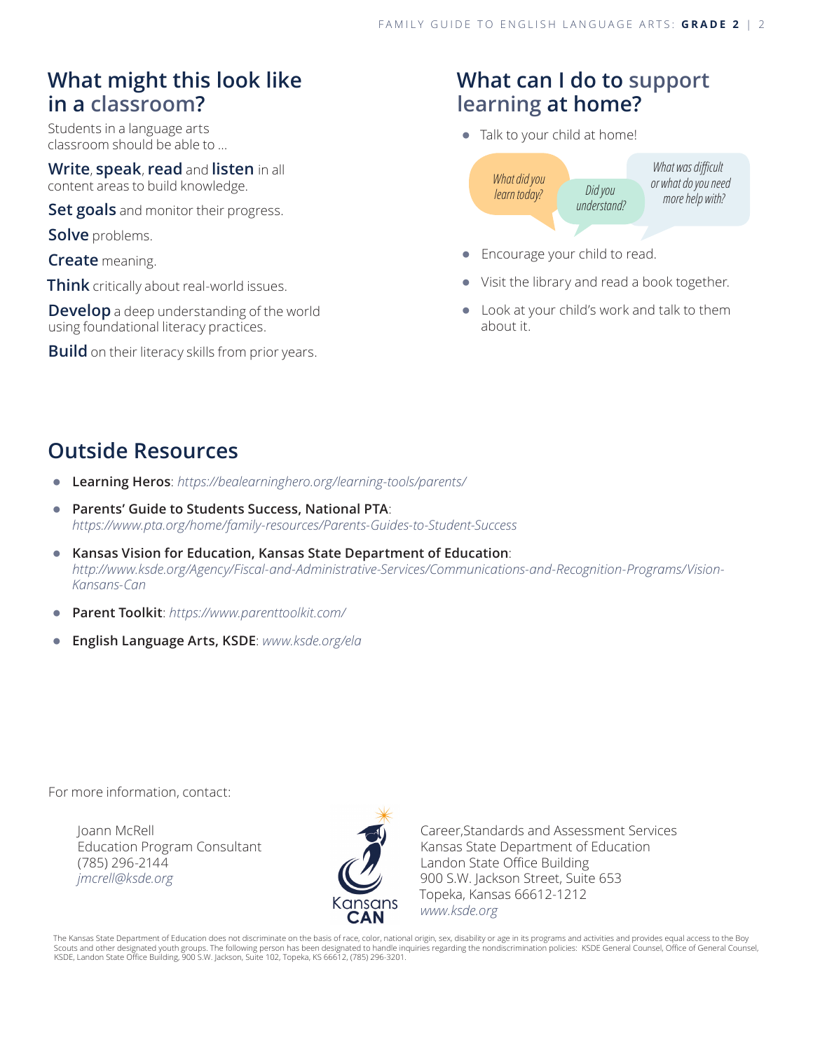## What might this look like in a classroom?

Students in a language arts classroom should be able to ...

**Write**, **speak**, **read** and **listen** in all content areas to build knowledge.

**Set goals** and monitor their progress.

**Solve** problems.

**Create** meaning.

**Think** critically about real-world issues.

**Develop** a deep understanding of the world using foundational literacy practices.

**Build** on their literacy skills from prior years.

## What can I do to support learning at home?

- Talk to your child at home!

*What did you learn today?*

*Did you understand?*

*What was difficult or what do you need more help with?*

- Encourage your child to read.
- Visit the library and read a book together.
- Look at your child's work and talk to them about it.

## Outside Resources

- **Learning Heros**: *https://bealearninghero.org/learning-tools/parents/*
- **Parents' Guide to Students Success, National PTA**: *https://www.pta.org/home/family-resources/Parents-Guides-to-Student-Success*
- **Kansas Vision for Education, Kansas State Department of Education**: *http://www.ksde.org/Agency/Fiscal-and-Administrative-Services/Communications-and-Recognition-Programs/Vision-Kansans-Can*
- **Parent Toolkit**: *https://www.parenttoolkit.com/*
- **English Language Arts, KSDE**: *www.ksde.org/ela*

For more information, contact:

Joann McRell
Education Program Consultant
(785) 296-2144
*jmcrell@ksde.org*

Kansans CAN

Career,Standards and Assessment Services
Kansas State Department of Education
Landon State Office Building
900 S.W. Jackson Street, Suite 653
Topeka, Kansas 66612-1212
*www.ksde.org*

The Kansas State Department of Education does not discriminate on the basis of race, color, national origin, sex, disability or age in its programs and activities and provides equal access to the Boy Scouts and other designated youth groups. The following person has been designated to handle inquiries regarding the nondiscrimination policies: KSDE General Counsel, Office of General Counsel, KSDE, Landon State Office Building, 900 S.W. Jackson, Suite 102, Topeka, KS 66612, (785) 296-3201.